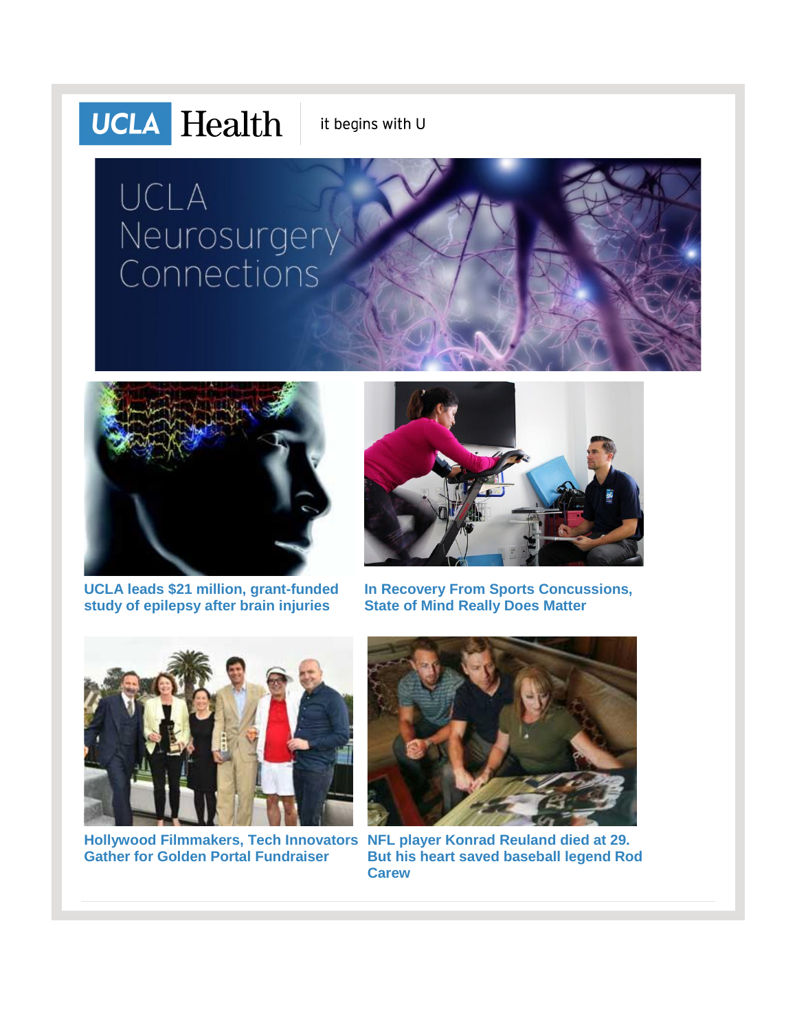UCLA Health | it begins with U

# UCLA Neurosurgery Connections

**UCLA leads $21 million, grant-funded study of epilepsy after brain injuries**

**In Recovery From Sports Concussions, State of Mind Really Does Matter**

**Hollywood Filmmakers, Tech Innovators Gather for Golden Portal Fundraiser**

**NFL player Konrad Reuland died at 29. But his heart saved baseball legend Rod Carew**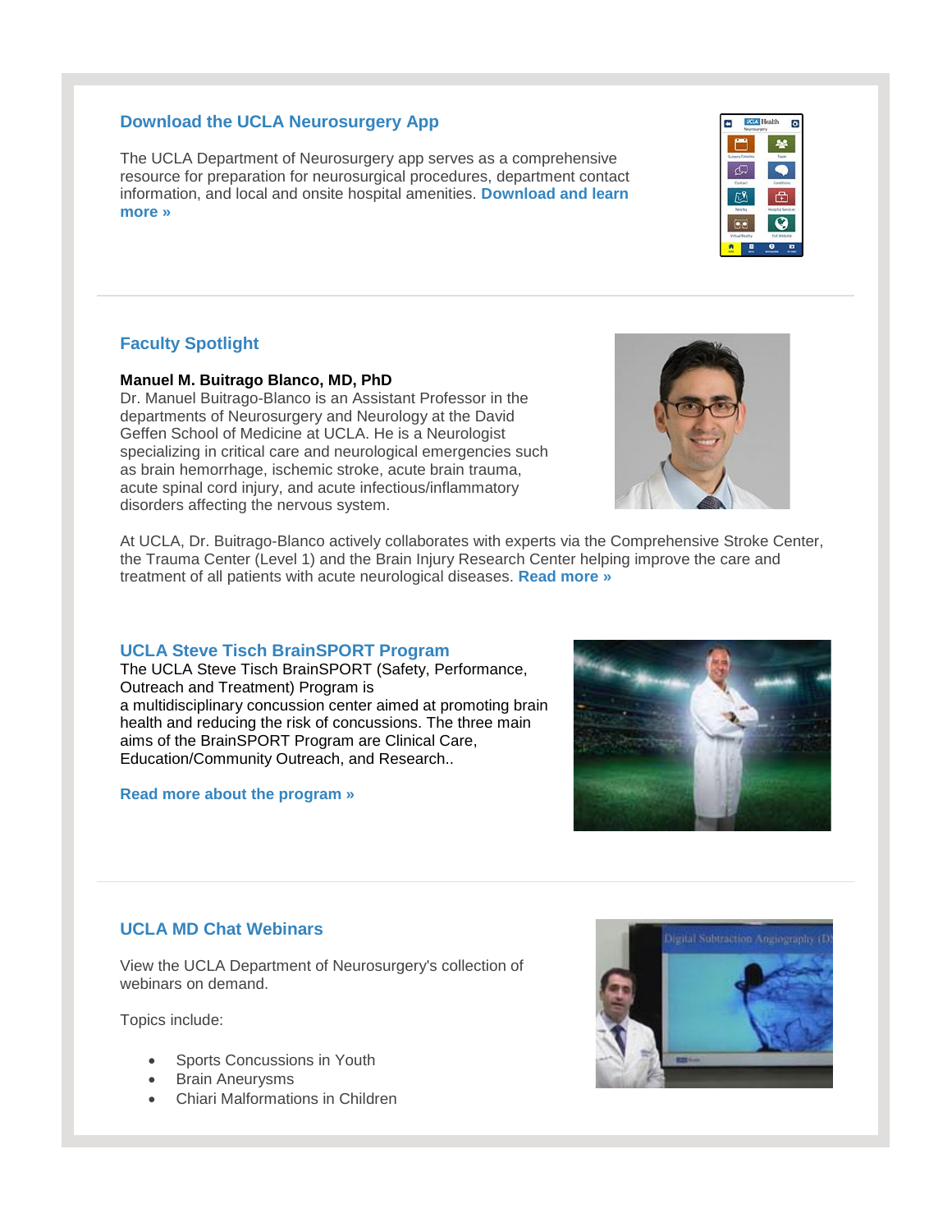## Download the UCLA Neurosurgery App

The UCLA Department of Neurosurgery app serves as a comprehensive resource for preparation for neurosurgical procedures, department contact information, and local and onsite hospital amenities. **Download and learn more »**

---

## Faculty Spotlight

**Manuel M. Buitrago Blanco, MD, PhD**
Dr. Manuel Buitrago-Blanco is an Assistant Professor in the departments of Neurosurgery and Neurology at the David Geffen School of Medicine at UCLA. He is a Neurologist specializing in critical care and neurological emergencies such as brain hemorrhage, ischemic stroke, acute brain trauma, acute spinal cord injury, and acute infectious/inflammatory disorders affecting the nervous system.

At UCLA, Dr. Buitrago-Blanco actively collaborates with experts via the Comprehensive Stroke Center, the Trauma Center (Level 1) and the Brain Injury Research Center helping improve the care and treatment of all patients with acute neurological diseases. **Read more »**

## UCLA Steve Tisch BrainSPORT Program

The UCLA Steve Tisch BrainSPORT (Safety, Performance, Outreach and Treatment) Program is a multidisciplinary concussion center aimed at promoting brain health and reducing the risk of concussions. The three main aims of the BrainSPORT Program are Clinical Care, Education/Community Outreach, and Research..

**Read more about the program »**

---

## UCLA MD Chat Webinars

View the UCLA Department of Neurosurgery's collection of webinars on demand.

Topics include:

- Sports Concussions in Youth
- Brain Aneurysms
- Chiari Malformations in Children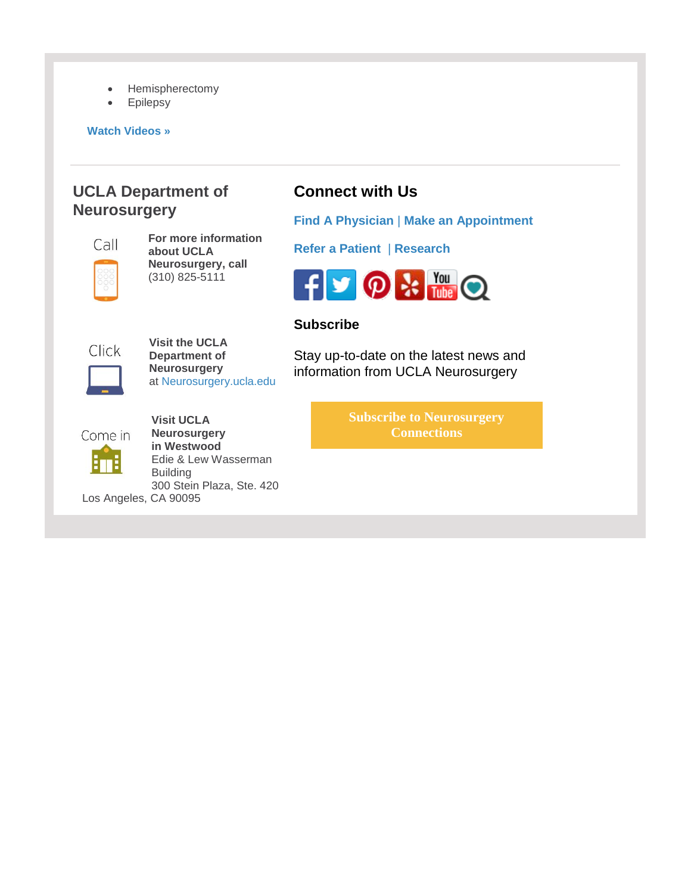- Hemispherectomy
- Epilepsy

**Watch Videos »**

---

## UCLA Department of Neurosurgery

Call

**For more information about UCLA Neurosurgery, call**
(310) 825-5111

Click

**Visit the UCLA Department of Neurosurgery**
at Neurosurgery.ucla.edu

Come in

**Visit UCLA Neurosurgery in Westwood**
Edie & Lew Wasserman Building
300 Stein Plaza, Ste. 420
Los Angeles, CA 90095

## Connect with Us

**Find A Physician** | **Make an Appointment**

**Refer a Patient** | **Research**

### Subscribe

Stay up-to-date on the latest news and information from UCLA Neurosurgery

**Subscribe to Neurosurgery Connections**